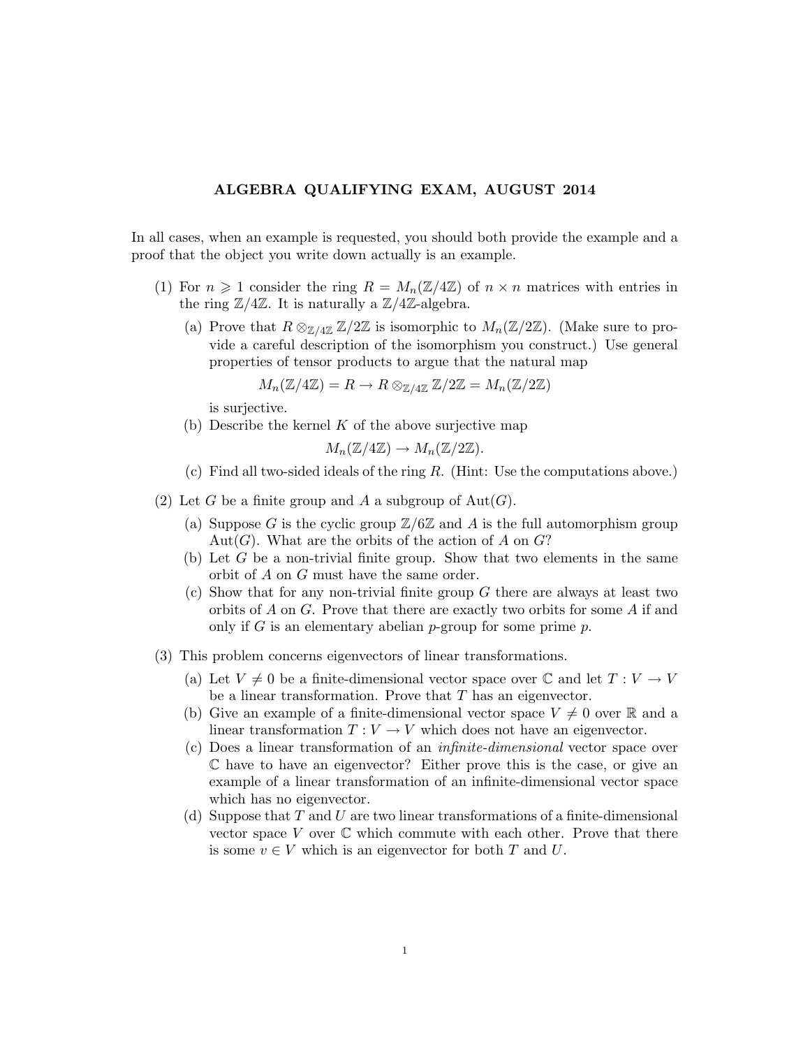# ALGEBRA QUALIFYING EXAM, AUGUST 2014

In all cases, when an example is requested, you should both provide the example and a proof that the object you write down actually is an example.

(1) For $n \geqslant 1$ consider the ring $R = M_n(\mathbb{Z}/4\mathbb{Z})$ of $n \times n$ matrices with entries in the ring $\mathbb{Z}/4\mathbb{Z}$. It is naturally a $\mathbb{Z}/4\mathbb{Z}$-algebra.

   (a) Prove that $R \otimes_{\mathbb{Z}/4\mathbb{Z}} \mathbb{Z}/2\mathbb{Z}$ is isomorphic to $M_n(\mathbb{Z}/2\mathbb{Z})$. (Make sure to provide a careful description of the isomorphism you construct.) Use general properties of tensor products to argue that the natural map

   $$M_n(\mathbb{Z}/4\mathbb{Z}) = R \to R \otimes_{\mathbb{Z}/4\mathbb{Z}} \mathbb{Z}/2\mathbb{Z} = M_n(\mathbb{Z}/2\mathbb{Z})$$

   is surjective.

   (b) Describe the kernel $K$ of the above surjective map

   $$M_n(\mathbb{Z}/4\mathbb{Z}) \to M_n(\mathbb{Z}/2\mathbb{Z}).$$

   (c) Find all two-sided ideals of the ring $R$. (Hint: Use the computations above.)

(2) Let $G$ be a finite group and $A$ a subgroup of $\mathrm{Aut}(G)$.

   (a) Suppose $G$ is the cyclic group $\mathbb{Z}/6\mathbb{Z}$ and $A$ is the full automorphism group $\mathrm{Aut}(G)$. What are the orbits of the action of $A$ on $G$?

   (b) Let $G$ be a non-trivial finite group. Show that two elements in the same orbit of $A$ on $G$ must have the same order.

   (c) Show that for any non-trivial finite group $G$ there are always at least two orbits of $A$ on $G$. Prove that there are exactly two orbits for some $A$ if and only if $G$ is an elementary abelian $p$-group for some prime $p$.

(3) This problem concerns eigenvectors of linear transformations.

   (a) Let $V \neq 0$ be a finite-dimensional vector space over $\mathbb{C}$ and let $T : V \to V$ be a linear transformation. Prove that $T$ has an eigenvector.

   (b) Give an example of a finite-dimensional vector space $V \neq 0$ over $\mathbb{R}$ and a linear transformation $T : V \to V$ which does not have an eigenvector.

   (c) Does a linear transformation of an *infinite-dimensional* vector space over $\mathbb{C}$ have to have an eigenvector? Either prove this is the case, or give an example of a linear transformation of an infinite-dimensional vector space which has no eigenvector.

   (d) Suppose that $T$ and $U$ are two linear transformations of a finite-dimensional vector space $V$ over $\mathbb{C}$ which commute with each other. Prove that there is some $v \in V$ which is an eigenvector for both $T$ and $U$.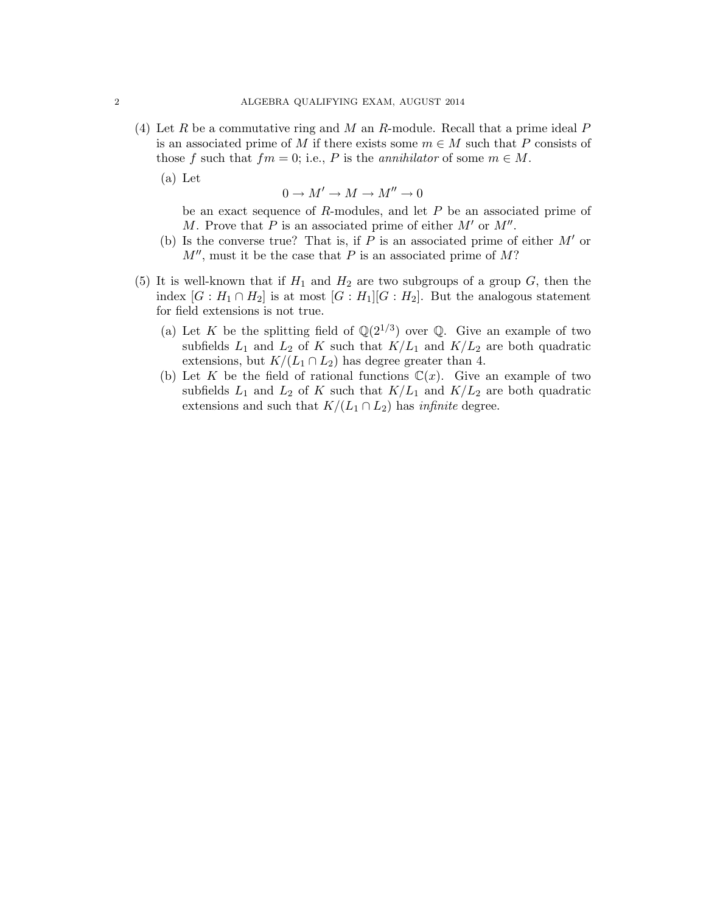(4) Let $R$ be a commutative ring and $M$ an $R$-module. Recall that a prime ideal $P$ is an associated prime of $M$ if there exists some $m \in M$ such that $P$ consists of those $f$ such that $fm = 0$; i.e., $P$ is the *annihilator* of some $m \in M$.

   (a) Let
   $$0 \to M' \to M \to M'' \to 0$$
   be an exact sequence of $R$-modules, and let $P$ be an associated prime of $M$. Prove that $P$ is an associated prime of either $M'$ or $M''$.

   (b) Is the converse true? That is, if $P$ is an associated prime of either $M'$ or $M''$, must it be the case that $P$ is an associated prime of $M$?

(5) It is well-known that if $H_1$ and $H_2$ are two subgroups of a group $G$, then the index $[G : H_1 \cap H_2]$ is at most $[G : H_1][G : H_2]$. But the analogous statement for field extensions is not true.

   (a) Let $K$ be the splitting field of $\mathbb{Q}(2^{1/3})$ over $\mathbb{Q}$. Give an example of two subfields $L_1$ and $L_2$ of $K$ such that $K/L_1$ and $K/L_2$ are both quadratic extensions, but $K/(L_1 \cap L_2)$ has degree greater than 4.

   (b) Let $K$ be the field of rational functions $\mathbb{C}(x)$. Give an example of two subfields $L_1$ and $L_2$ of $K$ such that $K/L_1$ and $K/L_2$ are both quadratic extensions and such that $K/(L_1 \cap L_2)$ has *infinite* degree.